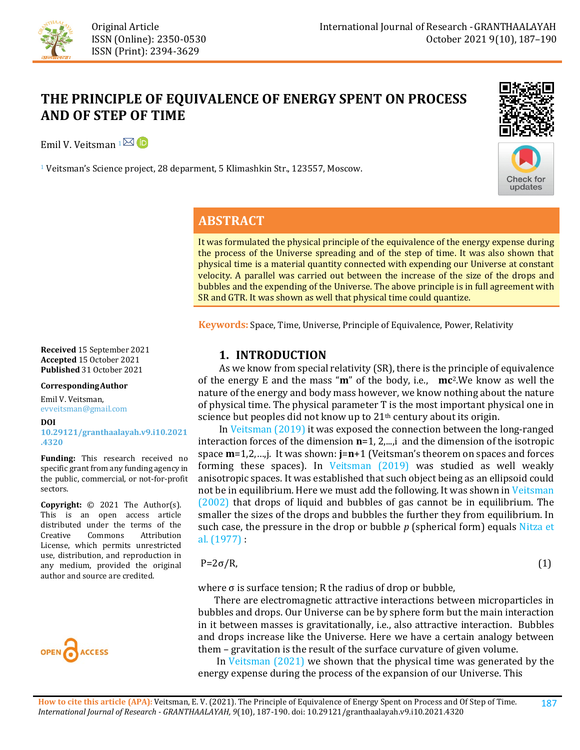Original Article
ISSN (Online): 2350-0530
ISSN (Print): 2394-3629

# THE PRINCIPLE OF EQUIVALENCE OF ENERGY SPENT ON PROCESS AND OF STEP OF TIME

Emil V. Veitsman [1]

[1] Veitsman's Science project, 28 deparment, 5 Klimashkin Str., 123557, Moscow.

## ABSTRACT

It was formulated the physical principle of the equivalence of the energy expense during the process of the Universe spreading and of the step of time. It was also shown that physical time is a material quantity connected with expending our Universe at constant velocity. A parallel was carried out between the increase of the size of the drops and bubbles and the expending of the Universe. The above principle is in full agreement with SR and GTR. It was shown as well that physical time could quantize.

**Keywords:** Space, Time, Universe, Principle of Equivalence, Power, Relativity

**Received** 15 September 2021
**Accepted** 15 October 2021
**Published** 31 October 2021

**Corresponding Author**

Emil V. Veitsman, evveitsman@gmail.com

**DOI**
10.29121/granthaalayah.v9.i10.2021.4320

**Funding:** This research received no specific grant from any funding agency in the public, commercial, or not-for-profit sectors.

**Copyright:** © 2021 The Author(s). This is an open access article distributed under the terms of the Creative Commons Attribution License, which permits unrestricted use, distribution, and reproduction in any medium, provided the original author and source are credited.

## 1. INTRODUCTION

As we know from special relativity (SR), there is the principle of equivalence of the energy E and the mass "**m**" of the body, i.e., **mc**$^2$.We know as well the nature of the energy and body mass however, we know nothing about the nature of physical time. The physical parameter T is the most important physical one in science but peoples did not know up to 21$^{th}$ century about its origin.

In Veitsman (2019) it was exposed the connection between the long-ranged interaction forces of the dimension **n**=1, 2,...,i and the dimension of the isotropic space **m**=1,2,…,j. It was shown: **j**=**n**+1 (Veitsman's theorem on spaces and forces forming these spaces). In Veitsman (2019) was studied as well weakly anisotropic spaces. It was established that such object being as an ellipsoid could not be in equilibrium. Here we must add the following. It was shown in Veitsman (2002) that drops of liquid and bubbles of gas cannot be in equilibrium. The smaller the sizes of the drops and bubbles the further they from equilibrium. In such case, the pressure in the drop or bubble *p* (spherical form) equals Nitza et al. (1977) :

$$P=2\sigma/R, \tag{1}$$

where σ is surface tension; R the radius of drop or bubble,

There are electromagnetic attractive interactions between microparticles in bubbles and drops. Our Universe can be by sphere form but the main interaction in it between masses is gravitationally, i.e., also attractive interaction. Bubbles and drops increase like the Universe. Here we have a certain analogy between them – gravitation is the result of the surface curvature of given volume.

In Veitsman (2021) we shown that the physical time was generated by the energy expense during the process of the expansion of our Universe. This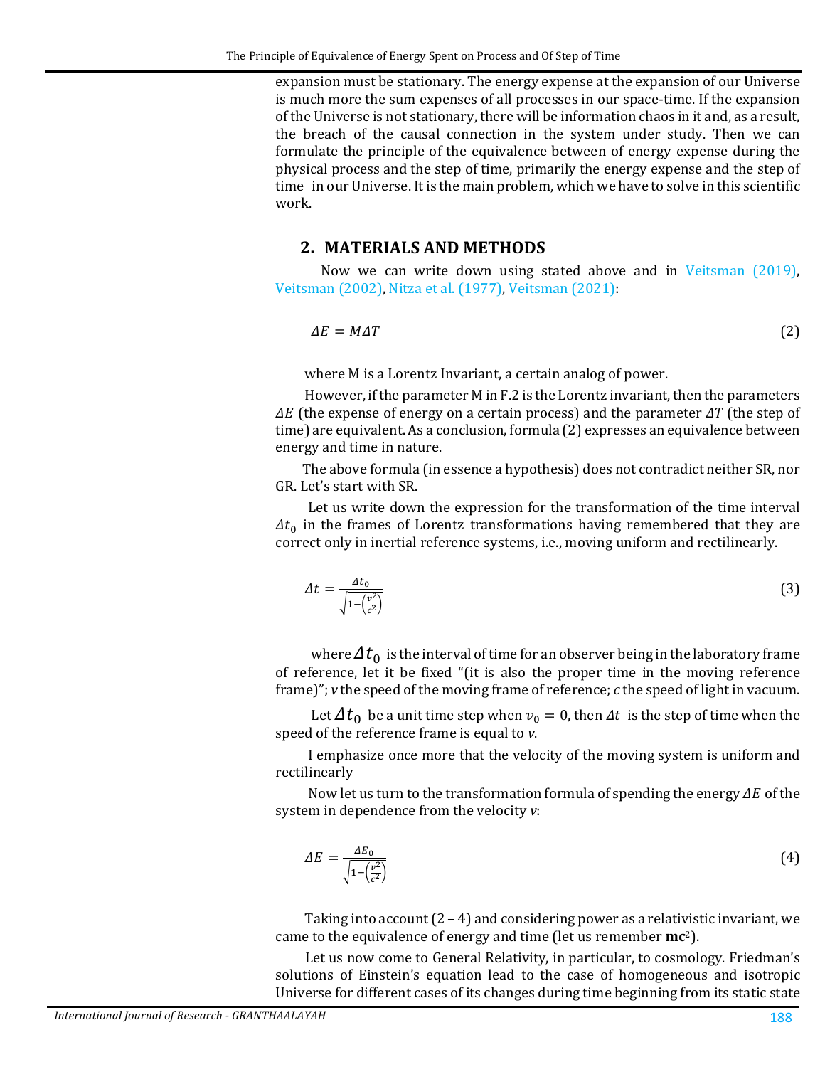expansion must be stationary. The energy expense at the expansion of our Universe is much more the sum expenses of all processes in our space-time. If the expansion of the Universe is not stationary, there will be information chaos in it and, as a result, the breach of the causal connection in the system under study. Then we can formulate the principle of the equivalence between of energy expense during the physical process and the step of time, primarily the energy expense and the step of time in our Universe. It is the main problem, which we have to solve in this scientific work.

## 2. MATERIALS AND METHODS

Now we can write down using stated above and in Veitsman (2019), Veitsman (2002), Nitza et al. (1977), Veitsman (2021):

$$\Delta E = M \Delta T \tag{2}$$

where M is a Lorentz Invariant, a certain analog of power.

However, if the parameter M in F.2 is the Lorentz invariant, then the parameters $\Delta E$ (the expense of energy on a certain process) and the parameter $\Delta T$ (the step of time) are equivalent. As a conclusion, formula (2) expresses an equivalence between energy and time in nature.

The above formula (in essence a hypothesis) does not contradict neither SR, nor GR. Let's start with SR.

Let us write down the expression for the transformation of the time interval $\Delta t_0$ in the frames of Lorentz transformations having remembered that they are correct only in inertial reference systems, i.e., moving uniform and rectilinearly.

$$\Delta t = \frac{\Delta t_0}{\sqrt{1-\left(\frac{v^2}{c^2}\right)}} \tag{3}$$

where $\Delta t_0$ is the interval of time for an observer being in the laboratory frame of reference, let it be fixed "(it is also the proper time in the moving reference frame)"; *v* the speed of the moving frame of reference; *c* the speed of light in vacuum.

Let $\Delta t_0$ be a unit time step when $v_0 = 0$, then $\Delta t$ is the step of time when the speed of the reference frame is equal to *v*.

I emphasize once more that the velocity of the moving system is uniform and rectilinearly

Now let us turn to the transformation formula of spending the energy $\Delta E$ of the system in dependence from the velocity *v*:

$$\Delta E = \frac{\Delta E_0}{\sqrt{1-\left(\frac{v^2}{c^2}\right)}} \tag{4}$$

Taking into account (2 – 4) and considering power as a relativistic invariant, we came to the equivalence of energy and time (let us remember $\mathbf{mc}^2$).

Let us now come to General Relativity, in particular, to cosmology. Friedman's solutions of Einstein's equation lead to the case of homogeneous and isotropic Universe for different cases of its changes during time beginning from its static state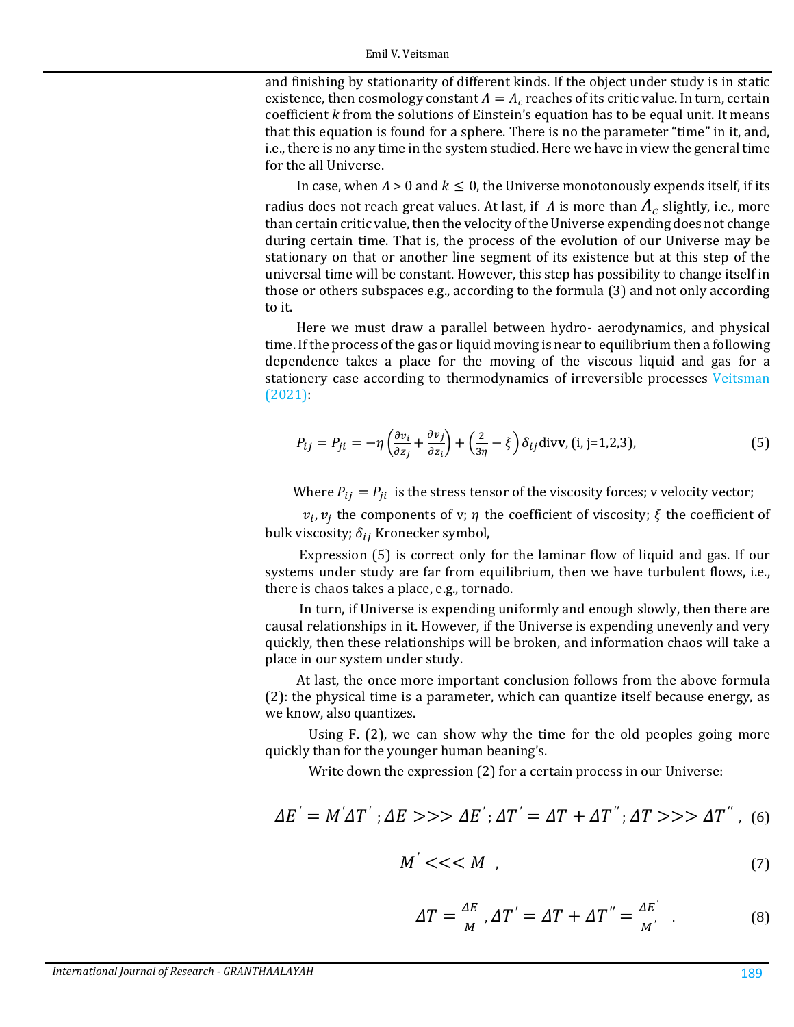and finishing by stationarity of different kinds. If the object under study is in static existence, then cosmology constant $\Lambda = \Lambda_c$ reaches of its critic value. In turn, certain coefficient $k$ from the solutions of Einstein's equation has to be equal unit. It means that this equation is found for a sphere. There is no the parameter "time" in it, and, i.e., there is no any time in the system studied. Here we have in view the general time for the all Universe.

In case, when $\Lambda > 0$ and $k \leq 0$, the Universe monotonously expends itself, if its radius does not reach great values. At last, if $\Lambda$ is more than $\Lambda_c$ slightly, i.e., more than certain critic value, then the velocity of the Universe expending does not change during certain time. That is, the process of the evolution of our Universe may be stationary on that or another line segment of its existence but at this step of the universal time will be constant. However, this step has possibility to change itself in those or others subspaces e.g., according to the formula (3) and not only according to it.

Here we must draw a parallel between hydro- aerodynamics, and physical time. If the process of the gas or liquid moving is near to equilibrium then a following dependence takes a place for the moving of the viscous liquid and gas for a stationery case according to thermodynamics of irreversible processes Veitsman (2021):

$$P_{ij} = P_{ji} = -\eta\left(\frac{\partial v_i}{\partial z_j} + \frac{\partial v_j}{\partial z_i}\right) + \left(\frac{2}{3\eta} - \xi\right)\delta_{ij}\operatorname{div}\mathbf{v},\ (\text{i, j=1,2,3}), \quad (5)$$

Where $P_{ij} = P_{ji}$ is the stress tensor of the viscosity forces; v velocity vector;

$v_i, v_j$ the components of v; $\eta$ the coefficient of viscosity; $\xi$ the coefficient of bulk viscosity; $\delta_{ij}$ Kronecker symbol,

Expression (5) is correct only for the laminar flow of liquid and gas. If our systems under study are far from equilibrium, then we have turbulent flows, i.e., there is chaos takes a place, e.g., tornado.

In turn, if Universe is expending uniformly and enough slowly, then there are causal relationships in it. However, if the Universe is expending unevenly and very quickly, then these relationships will be broken, and information chaos will take a place in our system under study.

At last, the once more important conclusion follows from the above formula (2): the physical time is a parameter, which can quantize itself because energy, as we know, also quantizes.

Using F. (2), we can show why the time for the old peoples going more quickly than for the younger human beaning's.

Write down the expression (2) for a certain process in our Universe:

$$\Delta E' = M'\Delta T'\ ;\ \Delta E >>> \Delta E';\ \Delta T' = \Delta T + \Delta T'';\ \Delta T >>> \Delta T'', \quad (6)$$

$$M' <<< M\ , \quad (7)$$

$$\Delta T = \frac{\Delta E}{M}\ , \Delta T' = \Delta T + \Delta T'' = \frac{\Delta E'}{M'}\ . \quad (8)$$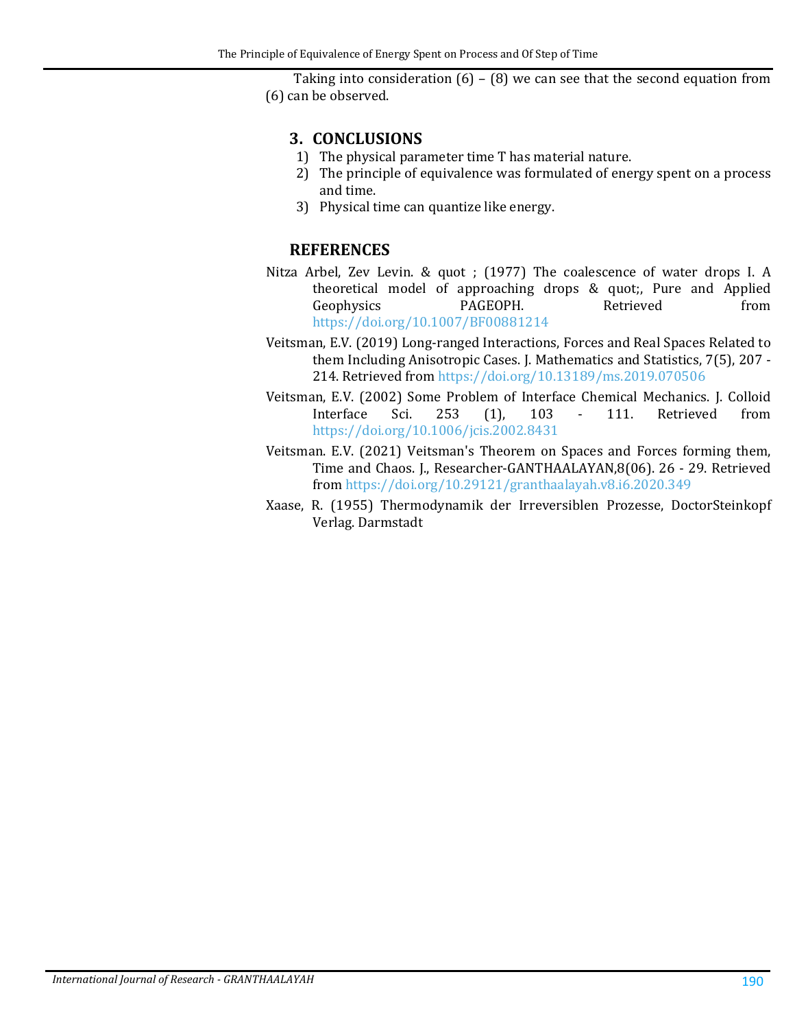Taking into consideration (6) – (8) we can see that the second equation from (6) can be observed.

## 3. CONCLUSIONS

1) The physical parameter time T has material nature.
2) The principle of equivalence was formulated of energy spent on a process and time.
3) Physical time can quantize like energy.

## REFERENCES

Nitza Arbel, Zev Levin. & quot ; (1977) The coalescence of water drops I. A theoretical model of approaching drops & quot;, Pure and Applied Geophysics PAGEOPH. Retrieved from https://doi.org/10.1007/BF00881214

Veitsman, E.V. (2019) Long-ranged Interactions, Forces and Real Spaces Related to them Including Anisotropic Cases. J. Mathematics and Statistics, 7(5), 207 - 214. Retrieved from https://doi.org/10.13189/ms.2019.070506

Veitsman, E.V. (2002) Some Problem of Interface Chemical Mechanics. J. Colloid Interface Sci. 253 (1), 103 - 111. Retrieved from https://doi.org/10.1006/jcis.2002.8431

Veitsman. E.V. (2021) Veitsman's Theorem on Spaces and Forces forming them, Time and Chaos. J., Researcher-GANTHAALAYAN,8(06). 26 - 29. Retrieved from https://doi.org/10.29121/granthaalayah.v8.i6.2020.349

Xaase, R. (1955) Thermodynamik der Irreversiblen Prozesse, DoctorSteinkopf Verlag. Darmstadt